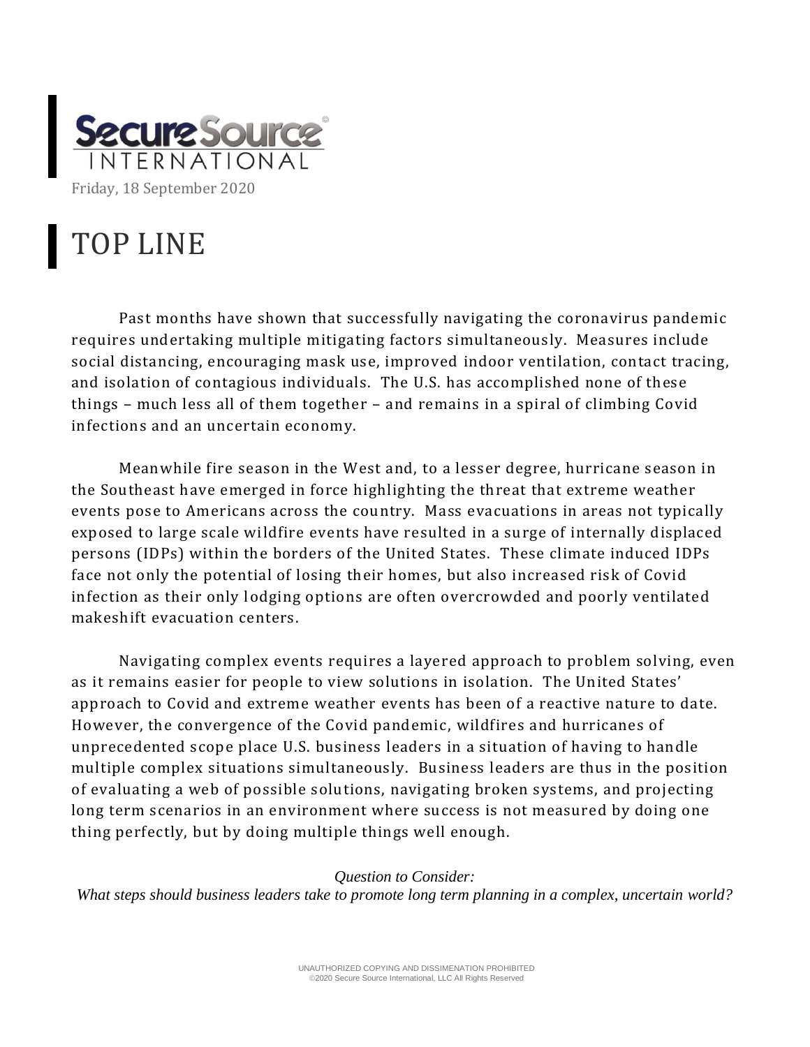Secure Source INTERNATIONAL

Friday, 18 September 2020

# TOP LINE

Past months have shown that successfully navigating the coronavirus pandemic requires undertaking multiple mitigating factors simultaneously. Measures include social distancing, encouraging mask use, improved indoor ventilation, contact tracing, and isolation of contagious individuals. The U.S. has accomplished none of these things – much less all of them together – and remains in a spiral of climbing Covid infections and an uncertain economy.

Meanwhile fire season in the West and, to a lesser degree, hurricane season in the Southeast have emerged in force highlighting the threat that extreme weather events pose to Americans across the country. Mass evacuations in areas not typically exposed to large scale wildfire events have resulted in a surge of internally displaced persons (IDPs) within the borders of the United States. These climate induced IDPs face not only the potential of losing their homes, but also increased risk of Covid infection as their only lodging options are often overcrowded and poorly ventilated makeshift evacuation centers.

Navigating complex events requires a layered approach to problem solving, even as it remains easier for people to view solutions in isolation. The United States' approach to Covid and extreme weather events has been of a reactive nature to date. However, the convergence of the Covid pandemic, wildfires and hurricanes of unprecedented scope place U.S. business leaders in a situation of having to handle multiple complex situations simultaneously. Business leaders are thus in the position of evaluating a web of possible solutions, navigating broken systems, and projecting long term scenarios in an environment where success is not measured by doing one thing perfectly, but by doing multiple things well enough.

*Question to Consider:*
*What steps should business leaders take to promote long term planning in a complex, uncertain world?*

UNAUTHORIZED COPYING AND DISSIMENATION PROHIBITED
©2020 Secure Source International, LLC All Rights Reserved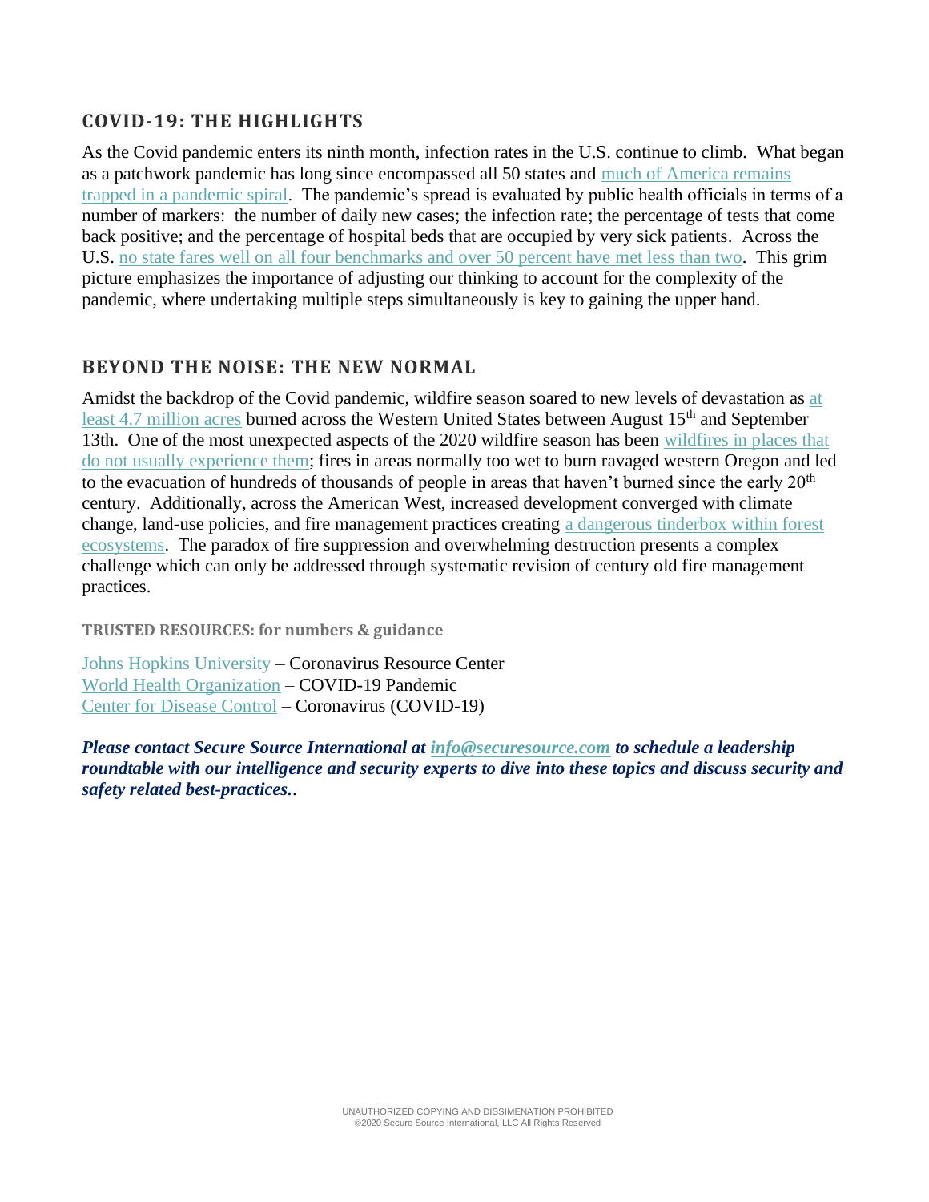## COVID-19: THE HIGHLIGHTS

As the Covid pandemic enters its ninth month, infection rates in the U.S. continue to climb. What began as a patchwork pandemic has long since encompassed all 50 states and much of America remains trapped in a pandemic spiral. The pandemic's spread is evaluated by public health officials in terms of a number of markers: the number of daily new cases; the infection rate; the percentage of tests that come back positive; and the percentage of hospital beds that are occupied by very sick patients. Across the U.S. no state fares well on all four benchmarks and over 50 percent have met less than two. This grim picture emphasizes the importance of adjusting our thinking to account for the complexity of the pandemic, where undertaking multiple steps simultaneously is key to gaining the upper hand.

## BEYOND THE NOISE: THE NEW NORMAL

Amidst the backdrop of the Covid pandemic, wildfire season soared to new levels of devastation as at least 4.7 million acres burned across the Western United States between August 15th and September 13th. One of the most unexpected aspects of the 2020 wildfire season has been wildfires in places that do not usually experience them; fires in areas normally too wet to burn ravaged western Oregon and led to the evacuation of hundreds of thousands of people in areas that haven't burned since the early 20th century. Additionally, across the American West, increased development converged with climate change, land-use policies, and fire management practices creating a dangerous tinderbox within forest ecosystems. The paradox of fire suppression and overwhelming destruction presents a complex challenge which can only be addressed through systematic revision of century old fire management practices.

**TRUSTED RESOURCES: for numbers & guidance**

Johns Hopkins University – Coronavirus Resource Center
World Health Organization – COVID-19 Pandemic
Center for Disease Control – Coronavirus (COVID-19)

***Please contact Secure Source International at info@securesource.com to schedule a leadership roundtable with our intelligence and security experts to dive into these topics and discuss security and safety related best-practices.*.**

UNAUTHORIZED COPYING AND DISSIMENATION PROHIBITED
©2020 Secure Source International, LLC All Rights Reserved